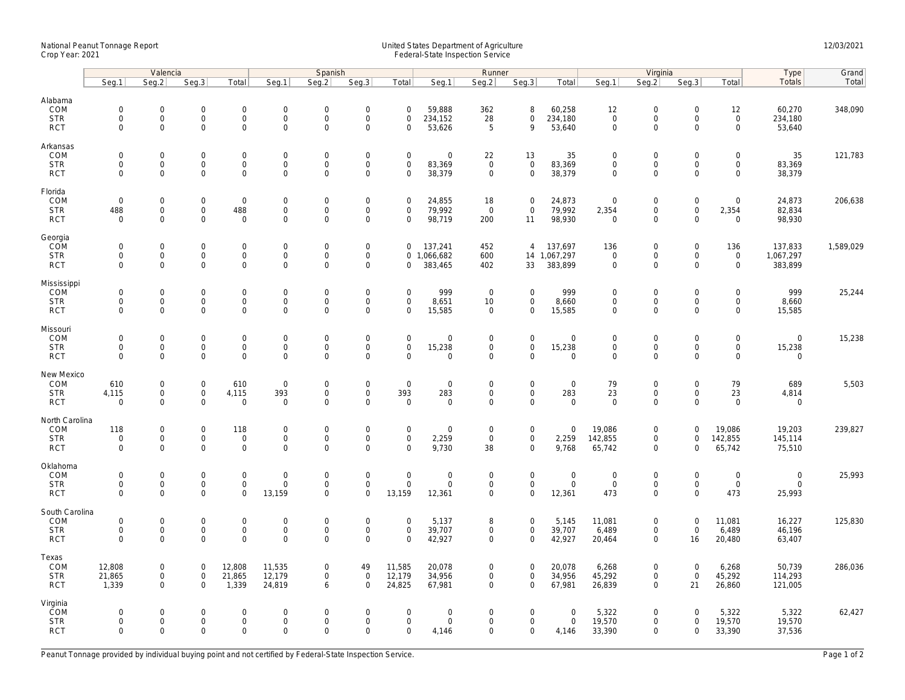National Peanut Tonnage Report
Crop Year: 2021

United States Department of Agriculture
Federal-State Inspection Service

12/03/2021

| | Valencia | | | | Spanish | | | | Runner | | | | Virginia | | | | Type | Grand |
|---|---|---|---|---|---|---|---|---|---|---|---|---|---|---|---|---|---|---|
| | Seg.1 | Seg.2 | Seg.3 | Total | Seg.1 | Seg.2 | Seg.3 | Total | Seg.1 | Seg.2 | Seg.3 | Total | Seg.1 | Seg.2 | Seg.3 | Total | Totals | Total |
| **Alabama** | | | | | | | | | | | | | | | | | | |
| COM | 0 | 0 | 0 | 0 | 0 | 0 | 0 | 0 | 59,888 | 362 | 8 | 60,258 | 12 | 0 | 0 | 12 | 60,270 | 348,090 |
| STR | 0 | 0 | 0 | 0 | 0 | 0 | 0 | 0 | 234,152 | 28 | 0 | 234,180 | 0 | 0 | 0 | 0 | 234,180 | |
| RCT | 0 | 0 | 0 | 0 | 0 | 0 | 0 | 0 | 53,626 | 5 | 9 | 53,640 | 0 | 0 | 0 | 0 | 53,640 | |
| **Arkansas** | | | | | | | | | | | | | | | | | | |
| COM | 0 | 0 | 0 | 0 | 0 | 0 | 0 | 0 | 0 | 22 | 13 | 35 | 0 | 0 | 0 | 0 | 35 | 121,783 |
| STR | 0 | 0 | 0 | 0 | 0 | 0 | 0 | 0 | 83,369 | 0 | 0 | 83,369 | 0 | 0 | 0 | 0 | 83,369 | |
| RCT | 0 | 0 | 0 | 0 | 0 | 0 | 0 | 0 | 38,379 | 0 | 0 | 38,379 | 0 | 0 | 0 | 0 | 38,379 | |
| **Florida** | | | | | | | | | | | | | | | | | | |
| COM | 0 | 0 | 0 | 0 | 0 | 0 | 0 | 0 | 24,855 | 18 | 0 | 24,873 | 0 | 0 | 0 | 0 | 24,873 | 206,638 |
| STR | 488 | 0 | 0 | 488 | 0 | 0 | 0 | 0 | 79,992 | 0 | 0 | 79,992 | 2,354 | 0 | 0 | 2,354 | 82,834 | |
| RCT | 0 | 0 | 0 | 0 | 0 | 0 | 0 | 0 | 98,719 | 200 | 11 | 98,930 | 0 | 0 | 0 | 0 | 98,930 | |
| **Georgia** | | | | | | | | | | | | | | | | | | |
| COM | 0 | 0 | 0 | 0 | 0 | 0 | 0 | 0 | 137,241 | 452 | 4 | 137,697 | 136 | 0 | 0 | 136 | 137,833 | 1,589,029 |
| STR | 0 | 0 | 0 | 0 | 0 | 0 | 0 | 0 | 1,066,682 | 600 | 14 | 1,067,297 | 0 | 0 | 0 | 0 | 1,067,297 | |
| RCT | 0 | 0 | 0 | 0 | 0 | 0 | 0 | 0 | 383,465 | 402 | 33 | 383,899 | 0 | 0 | 0 | 0 | 383,899 | |
| **Mississippi** | | | | | | | | | | | | | | | | | | |
| COM | 0 | 0 | 0 | 0 | 0 | 0 | 0 | 0 | 999 | 0 | 0 | 999 | 0 | 0 | 0 | 0 | 999 | 25,244 |
| STR | 0 | 0 | 0 | 0 | 0 | 0 | 0 | 0 | 8,651 | 10 | 0 | 8,660 | 0 | 0 | 0 | 0 | 8,660 | |
| RCT | 0 | 0 | 0 | 0 | 0 | 0 | 0 | 0 | 15,585 | 0 | 0 | 15,585 | 0 | 0 | 0 | 0 | 15,585 | |
| **Missouri** | | | | | | | | | | | | | | | | | | |
| COM | 0 | 0 | 0 | 0 | 0 | 0 | 0 | 0 | 0 | 0 | 0 | 0 | 0 | 0 | 0 | 0 | 0 | 15,238 |
| STR | 0 | 0 | 0 | 0 | 0 | 0 | 0 | 0 | 15,238 | 0 | 0 | 15,238 | 0 | 0 | 0 | 0 | 15,238 | |
| RCT | 0 | 0 | 0 | 0 | 0 | 0 | 0 | 0 | 0 | 0 | 0 | 0 | 0 | 0 | 0 | 0 | 0 | |
| **New Mexico** | | | | | | | | | | | | | | | | | | |
| COM | 610 | 0 | 0 | 610 | 0 | 0 | 0 | 0 | 0 | 0 | 0 | 0 | 79 | 0 | 0 | 79 | 689 | 5,503 |
| STR | 4,115 | 0 | 0 | 4,115 | 393 | 0 | 0 | 393 | 283 | 0 | 0 | 283 | 23 | 0 | 0 | 23 | 4,814 | |
| RCT | 0 | 0 | 0 | 0 | 0 | 0 | 0 | 0 | 0 | 0 | 0 | 0 | 0 | 0 | 0 | 0 | 0 | |
| **North Carolina** | | | | | | | | | | | | | | | | | | |
| COM | 118 | 0 | 0 | 118 | 0 | 0 | 0 | 0 | 0 | 0 | 0 | 0 | 19,086 | 0 | 0 | 19,086 | 19,203 | 239,827 |
| STR | 0 | 0 | 0 | 0 | 0 | 0 | 0 | 0 | 2,259 | 0 | 0 | 2,259 | 142,855 | 0 | 0 | 142,855 | 145,114 | |
| RCT | 0 | 0 | 0 | 0 | 0 | 0 | 0 | 0 | 9,730 | 38 | 0 | 9,768 | 65,742 | 0 | 0 | 65,742 | 75,510 | |
| **Oklahoma** | | | | | | | | | | | | | | | | | | |
| COM | 0 | 0 | 0 | 0 | 0 | 0 | 0 | 0 | 0 | 0 | 0 | 0 | 0 | 0 | 0 | 0 | 0 | 25,993 |
| STR | 0 | 0 | 0 | 0 | 0 | 0 | 0 | 0 | 0 | 0 | 0 | 0 | 0 | 0 | 0 | 0 | 0 | |
| RCT | 0 | 0 | 0 | 0 | 13,159 | 0 | 0 | 13,159 | 12,361 | 0 | 0 | 12,361 | 473 | 0 | 0 | 473 | 25,993 | |
| **South Carolina** | | | | | | | | | | | | | | | | | | |
| COM | 0 | 0 | 0 | 0 | 0 | 0 | 0 | 0 | 5,137 | 8 | 0 | 5,145 | 11,081 | 0 | 0 | 11,081 | 16,227 | 125,830 |
| STR | 0 | 0 | 0 | 0 | 0 | 0 | 0 | 0 | 39,707 | 0 | 0 | 39,707 | 6,489 | 0 | 0 | 6,489 | 46,196 | |
| RCT | 0 | 0 | 0 | 0 | 0 | 0 | 0 | 0 | 42,927 | 0 | 0 | 42,927 | 20,464 | 0 | 16 | 20,480 | 63,407 | |
| **Texas** | | | | | | | | | | | | | | | | | | |
| COM | 12,808 | 0 | 0 | 12,808 | 11,535 | 0 | 49 | 11,585 | 20,078 | 0 | 0 | 20,078 | 6,268 | 0 | 0 | 6,268 | 50,739 | 286,036 |
| STR | 21,865 | 0 | 0 | 21,865 | 12,179 | 0 | 0 | 12,179 | 34,956 | 0 | 0 | 34,956 | 45,292 | 0 | 0 | 45,292 | 114,293 | |
| RCT | 1,339 | 0 | 0 | 1,339 | 24,819 | 6 | 0 | 24,825 | 67,981 | 0 | 0 | 67,981 | 26,839 | 0 | 21 | 26,860 | 121,005 | |
| **Virginia** | | | | | | | | | | | | | | | | | | |
| COM | 0 | 0 | 0 | 0 | 0 | 0 | 0 | 0 | 0 | 0 | 0 | 0 | 5,322 | 0 | 0 | 5,322 | 5,322 | 62,427 |
| STR | 0 | 0 | 0 | 0 | 0 | 0 | 0 | 0 | 0 | 0 | 0 | 0 | 19,570 | 0 | 0 | 19,570 | 19,570 | |
| RCT | 0 | 0 | 0 | 0 | 0 | 0 | 0 | 0 | 4,146 | 0 | 0 | 4,146 | 33,390 | 0 | 0 | 33,390 | 37,536 | |

Peanut Tonnage provided by individual buying point and not certified by Federal-State Inspection Service.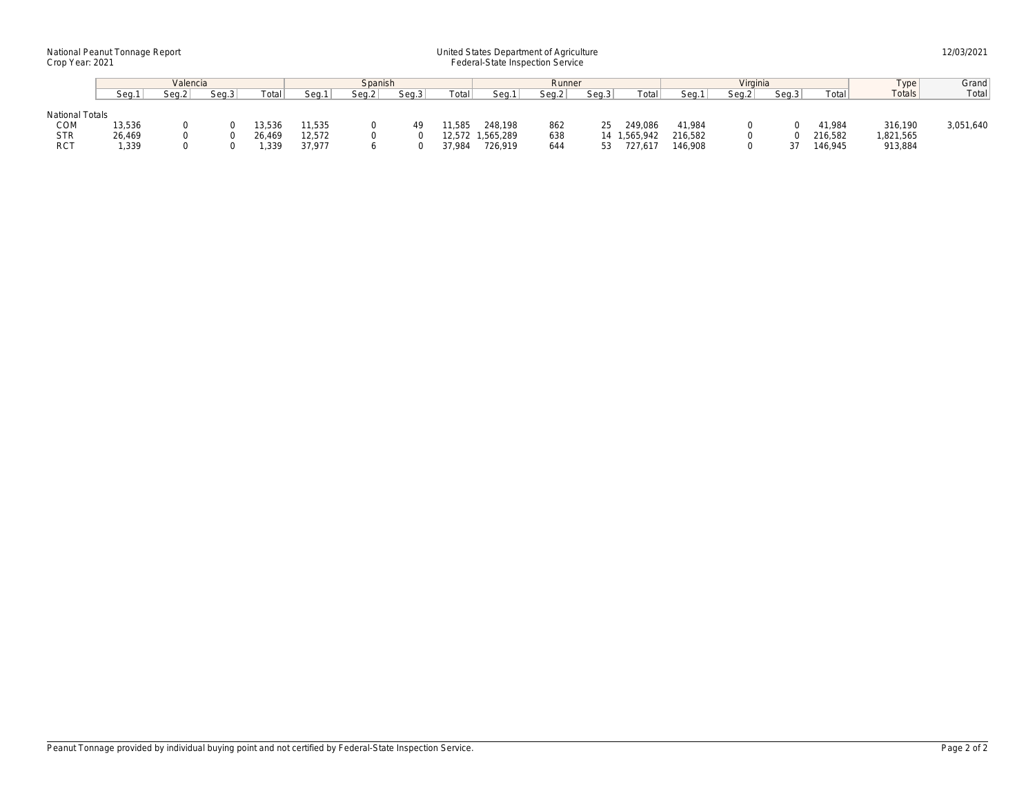National Peanut Tonnage Report
Crop Year: 2021

United States Department of Agriculture
Federal-State Inspection Service

12/03/2021

| | Valencia | | | | Spanish | | | | Runner | | | | Virginia | | | | Type | Grand |
|---|---|---|---|---|---|---|---|---|---|---|---|---|---|---|---|---|---|---|
| | Seg.1 | Seg.2 | Seg.3 | Total | Seg.1 | Seg.2 | Seg.3 | Total | Seg.1 | Seg.2 | Seg.3 | Total | Seg.1 | Seg.2 | Seg.3 | Total | Totals | Total |
| National Totals | | | | | | | | | | | | | | | | | | |
| COM | 13,536 | 0 | 0 | 13,536 | 11,535 | 0 | 49 | 11,585 | 248,198 | 862 | 25 | 249,086 | 41,984 | 0 | 0 | 41,984 | 316,190 | 3,051,640 |
| STR | 26,469 | 0 | 0 | 26,469 | 12,572 | 0 | 0 | 12,572 | 1,565,289 | 638 | 14 | 1,565,942 | 216,582 | 0 | 0 | 216,582 | 1,821,565 | |
| RCT | 1,339 | 0 | 0 | 1,339 | 37,977 | 6 | 0 | 37,984 | 726,919 | 644 | 53 | 727,617 | 146,908 | 0 | 37 | 146,945 | 913,884 | |

Peanut Tonnage provided by individual buying point and not certified by Federal-State Inspection Service.